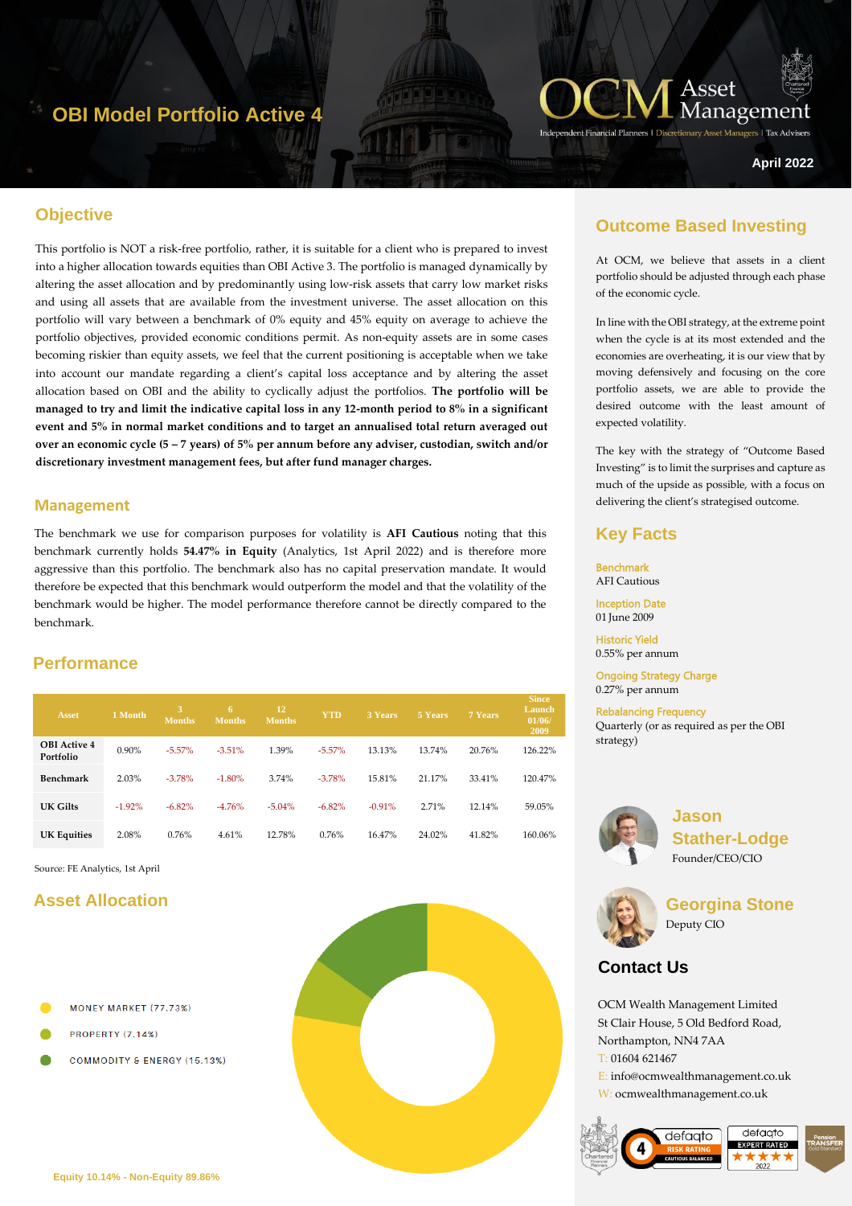# OBI Model Portfolio Active 4

OCM Asset Management

Independent Financial Planners | Discretionary Asset Managers | Tax Advisers

April 2022

## Objective

This portfolio is NOT a risk-free portfolio, rather, it is suitable for a client who is prepared to invest into a higher allocation towards equities than OBI Active 3. The portfolio is managed dynamically by altering the asset allocation and by predominantly using low-risk assets that carry low market risks and using all assets that are available from the investment universe. The asset allocation on this portfolio will vary between a benchmark of 0% equity and 45% equity on average to achieve the portfolio objectives, provided economic conditions permit. As non-equity assets are in some cases becoming riskier than equity assets, we feel that the current positioning is acceptable when we take into account our mandate regarding a client's capital loss acceptance and by altering the asset allocation based on OBI and the ability to cyclically adjust the portfolios. **The portfolio will be managed to try and limit the indicative capital loss in any 12-month period to 8% in a significant event and 5% in normal market conditions and to target an annualised total return averaged out over an economic cycle (5 – 7 years) of 5% per annum before any adviser, custodian, switch and/or discretionary investment management fees, but after fund manager charges.**

## Management

The benchmark we use for comparison purposes for volatility is **AFI Cautious** noting that this benchmark currently holds **54.47% in Equity** (Analytics, 1st April 2022) and is therefore more aggressive than this portfolio. The benchmark also has no capital preservation mandate. It would therefore be expected that this benchmark would outperform the model and that the volatility of the benchmark would be higher. The model performance therefore cannot be directly compared to the benchmark.

## Performance

| Asset | 1 Month | 3 Months | 6 Months | 12 Months | YTD | 3 Years | 5 Years | 7 Years | Since Launch 01/06/2009 |
|---|---|---|---|---|---|---|---|---|---|
| OBI Active 4 Portfolio | 0.90% | -5.57% | -3.51% | 1.39% | -5.57% | 13.13% | 13.74% | 20.76% | 126.22% |
| Benchmark | 2.03% | -3.78% | -1.80% | 3.74% | -3.78% | 15.81% | 21.17% | 33.41% | 120.47% |
| UK Gilts | -1.92% | -6.82% | -4.76% | -5.04% | -6.82% | -0.91% | 2.71% | 12.14% | 59.05% |
| UK Equities | 2.08% | 0.76% | 4.61% | 12.78% | 0.76% | 16.47% | 24.02% | 41.82% | 160.06% |

Source: FE Analytics, 1st April

## Asset Allocation

- MONEY MARKET (77.73%)
- PROPERTY (7.14%)
- COMMODITY & ENERGY (15.13%)

Equity 10.14% - Non-Equity 89.86%

## Outcome Based Investing

At OCM, we believe that assets in a client portfolio should be adjusted through each phase of the economic cycle.

In line with the OBI strategy, at the extreme point when the cycle is at its most extended and the economies are overheating, it is our view that by moving defensively and focusing on the core portfolio assets, we are able to provide the desired outcome with the least amount of expected volatility.

The key with the strategy of "Outcome Based Investing" is to limit the surprises and capture as much of the upside as possible, with a focus on delivering the client's strategised outcome.

## Key Facts

**Benchmark**
AFI Cautious

**Inception Date**
01 June 2009

**Historic Yield**
0.55% per annum

**Ongoing Strategy Charge**
0.27% per annum

**Rebalancing Frequency**
Quarterly (or as required as per the OBI strategy)

**Jason Stather-Lodge**
Founder/CEO/CIO

**Georgina Stone**
Deputy CIO

## Contact Us

OCM Wealth Management Limited
St Clair House, 5 Old Bedford Road,
Northampton, NN4 7AA
T: 01604 621467
E: info@ocmwealthmanagement.co.uk
W: ocmwealthmanagement.co.uk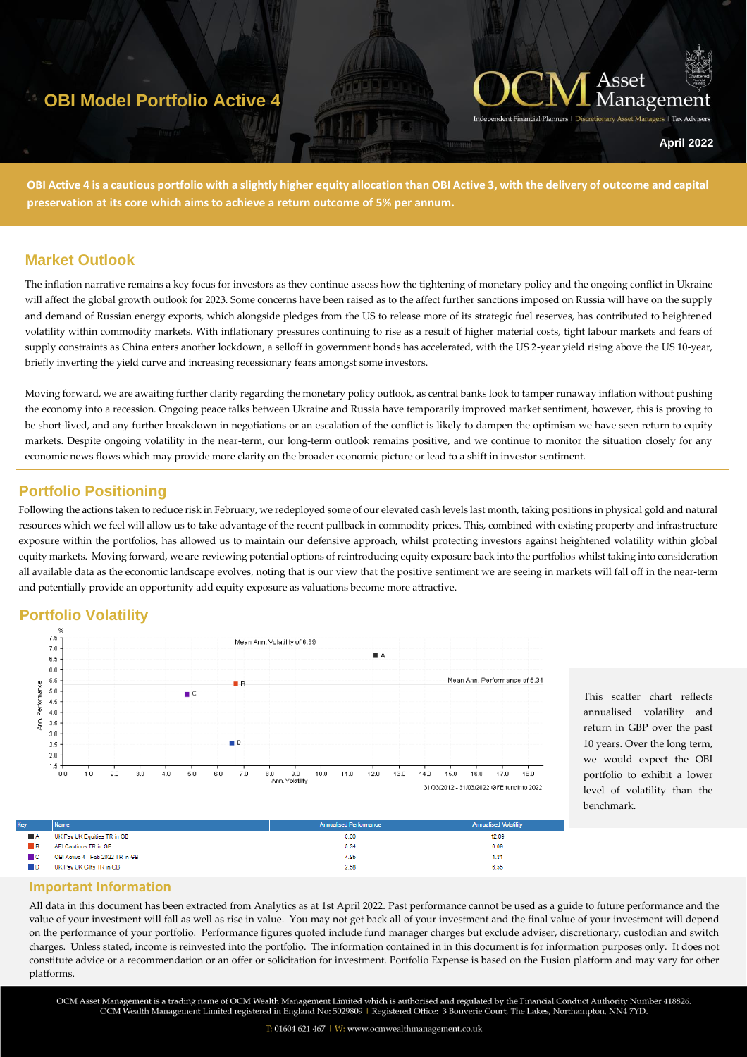# OBI Model Portfolio Active 4

OCM Asset Management

Independent Financial Planners | Discretionary Asset Managers | Tax Advisers

**April 2022**

**OBI Active 4 is a cautious portfolio with a slightly higher equity allocation than OBI Active 3, with the delivery of outcome and capital preservation at its core which aims to achieve a return outcome of 5% per annum.**

## Market Outlook

The inflation narrative remains a key focus for investors as they continue assess how the tightening of monetary policy and the ongoing conflict in Ukraine will affect the global growth outlook for 2023. Some concerns have been raised as to the affect further sanctions imposed on Russia will have on the supply and demand of Russian energy exports, which alongside pledges from the US to release more of its strategic fuel reserves, has contributed to heightened volatility within commodity markets. With inflationary pressures continuing to rise as a result of higher material costs, tight labour markets and fears of supply constraints as China enters another lockdown, a selloff in government bonds has accelerated, with the US 2-year yield rising above the US 10-year, briefly inverting the yield curve and increasing recessionary fears amongst some investors.

Moving forward, we are awaiting further clarity regarding the monetary policy outlook, as central banks look to tamper runaway inflation without pushing the economy into a recession. Ongoing peace talks between Ukraine and Russia have temporarily improved market sentiment, however, this is proving to be short-lived, and any further breakdown in negotiations or an escalation of the conflict is likely to dampen the optimism we have seen return to equity markets. Despite ongoing volatility in the near-term, our long-term outlook remains positive, and we continue to monitor the situation closely for any economic news flows which may provide more clarity on the broader economic picture or lead to a shift in investor sentiment.

## Portfolio Positioning

Following the actions taken to reduce risk in February, we redeployed some of our elevated cash levels last month, taking positions in physical gold and natural resources which we feel will allow us to take advantage of the recent pullback in commodity prices. This, combined with existing property and infrastructure exposure within the portfolios, has allowed us to maintain our defensive approach, whilst protecting investors against heightened volatility within global equity markets. Moving forward, we are reviewing potential options of reintroducing equity exposure back into the portfolios whilst taking into consideration all available data as the economic landscape evolves, noting that is our view that the positive sentiment we are seeing in markets will fall off in the near-term and potentially provide an opportunity add equity exposure as valuations become more attractive.

## Portfolio Volatility

%

Mean Ann. Volatility of 6.69

Mean Ann. Performance of 5.34

Ann. Performance

Ann. Volatility

A B C D

31/03/2012 - 31/03/2022 ©FE fundinfo 2022

This scatter chart reflects annualised volatility and return in GBP over the past 10 years. Over the long term, we would expect the OBI portfolio to exhibit a lower level of volatility than the benchmark.

| Key | Name | Annualised Performance | Annualised Volatility |
|---|---|---|---|
| A | UK Fsv UK Equities TR in GB | 6.69 | 12.09 |
| B | AFI Cautious TR in GB | 5.34 | 6.69 |
| C | OBI Active 4 - Feb 2022 TR in GB | 4.95 | 4.81 |
| D | UK Fsv UK Gilts TR in GB | 2.58 | 6.55 |

## Important Information

All data in this document has been extracted from Analytics as at 1st April 2022. Past performance cannot be used as a guide to future performance and the value of your investment will fall as well as rise in value. You may not get back all of your investment and the final value of your investment will depend on the performance of your portfolio. Performance figures quoted include fund manager charges but exclude adviser, discretionary, custodian and switch charges. Unless stated, income is reinvested into the portfolio. The information contained in in this document is for information purposes only. It does not constitute advice or a recommendation or an offer or solicitation for investment. Portfolio Expense is based on the Fusion platform and may vary for other platforms.

OCM Asset Management is a trading name of OCM Wealth Management Limited which is authorised and regulated by the Financial Conduct Authority Number 418826. OCM Wealth Management Limited registered in England No: 5029809 | Registered Office: 3 Bouverie Court, The Lakes, Northampton, NN4 7YD.

T: 01604 621 467 | W: www.ocmwealthmanagement.co.uk